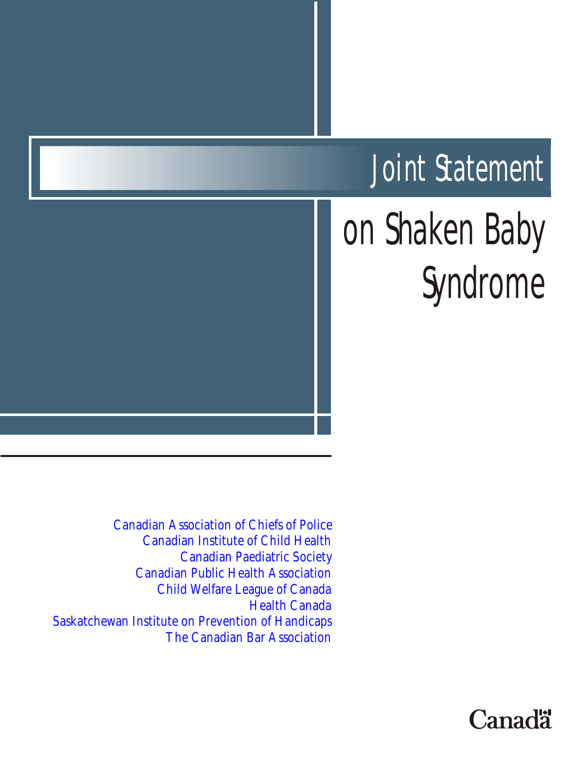# Joint Statement on Shaken Baby Syndrome

Canadian Association of Chiefs of Police
Canadian Institute of Child Health
Canadian Paediatric Society
Canadian Public Health Association
Child Welfare League of Canada
Health Canada
Saskatchewan Institute on Prevention of Handicaps
The Canadian Bar Association

Canada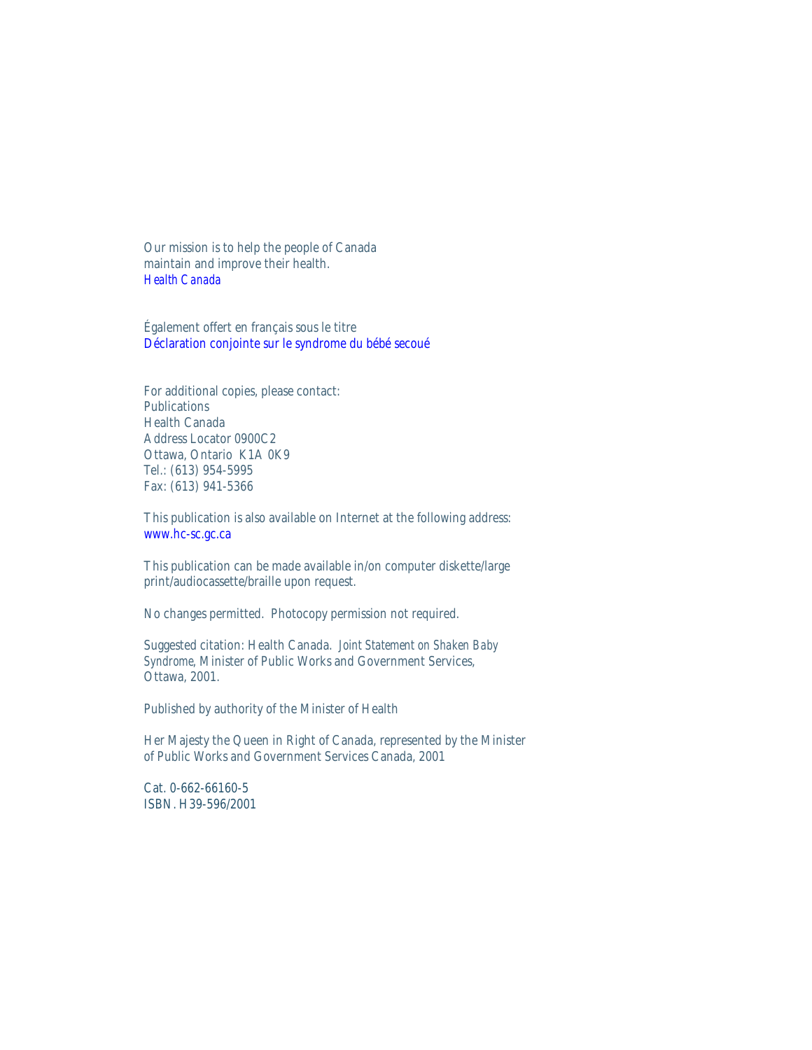Our mission is to help the people of Canada maintain and improve their health.
*Health Canada*

Également offert en français sous le titre
*Déclaration conjointe sur le syndrome du bébé secoué*

For additional copies, please contact:
Publications
Health Canada
Address Locator 0900C2
Ottawa, Ontario K1A 0K9
Tel.: (613) 954-5995
Fax: (613) 941-5366

This publication is also available on Internet at the following address:
www.hc-sc.gc.ca

This publication can be made available in/on computer diskette/large print/audiocassette/braille upon request.

No changes permitted. Photocopy permission not required.

Suggested citation: Health Canada. *Joint Statement on Shaken Baby Syndrome*, Minister of Public Works and Government Services, Ottawa, 2001.

Published by authority of the Minister of Health

Her Majesty the Queen in Right of Canada, represented by the Minister of Public Works and Government Services Canada, 2001

Cat. 0-662-66160-5
ISBN. H39-596/2001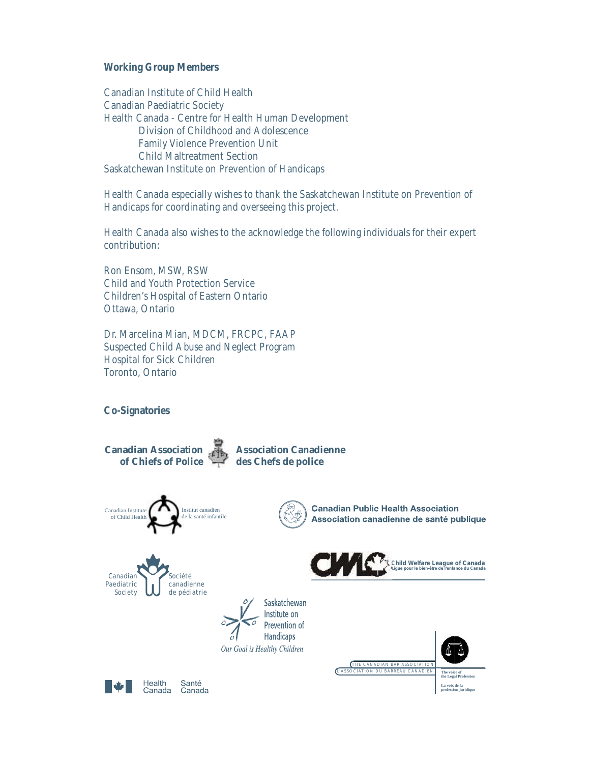## Working Group Members

Canadian Institute of Child Health
Canadian Paediatric Society
Health Canada - Centre for Health Human Development
 Division of Childhood and Adolescence
 Family Violence Prevention Unit
 Child Maltreatment Section
Saskatchewan Institute on Prevention of Handicaps

Health Canada especially wishes to thank the Saskatchewan Institute on Prevention of Handicaps for coordinating and overseeing this project.

Health Canada also wishes to the acknowledge the following individuals for their expert contribution:

Ron Ensom, MSW, RSW
Child and Youth Protection Service
Children's Hospital of Eastern Ontario
Ottawa, Ontario

Dr. Marcelina Mian, MDCM, FRCPC, FAAP
Suspected Child Abuse and Neglect Program
Hospital for Sick Children
Toronto, Ontario

## Co-Signatories

Canadian Association of Chiefs of Police / Association Canadienne des Chefs de police

Canadian Institute of Child Health / Institut canadien de la santé infantile

Canadian Public Health Association / Association canadienne de santé publique

Canadian Paediatric Society / Société canadienne de pédiatrie

Child Welfare League of Canada / Ligue pour le bien-être de l'enfance du Canada

Saskatchewan Institute on Prevention of Handicaps
*Our Goal is Healthy Children*

The Canadian Bar Association / L'Association du Barreau Canadien
The voice of the Legal Profession
La voix de la profession juridique

Health Canada / Santé Canada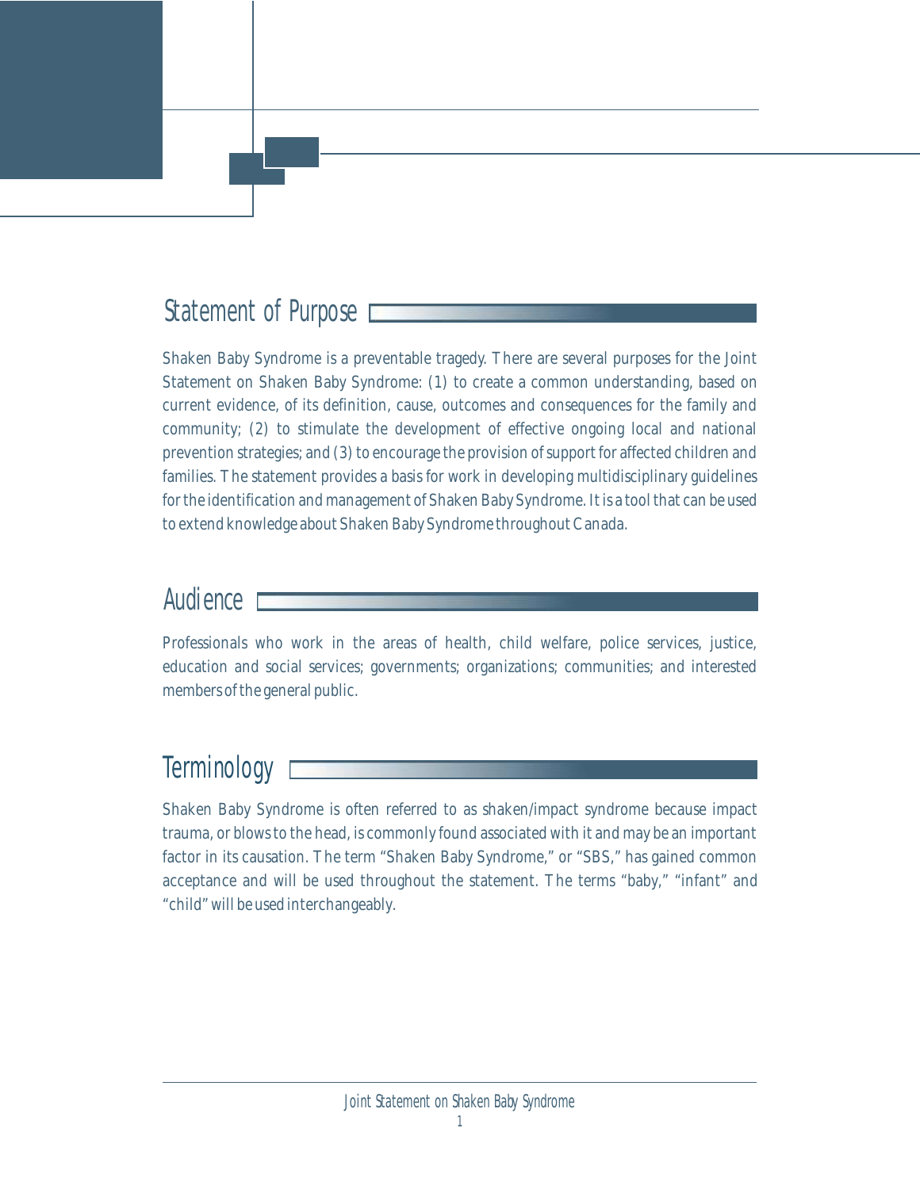## Statement of Purpose

Shaken Baby Syndrome is a preventable tragedy. There are several purposes for the Joint Statement on Shaken Baby Syndrome: (1) to create a common understanding, based on current evidence, of its definition, cause, outcomes and consequences for the family and community; (2) to stimulate the development of effective ongoing local and national prevention strategies; and (3) to encourage the provision of support for affected children and families. The statement provides a basis for work in developing multidisciplinary guidelines for the identification and management of Shaken Baby Syndrome. It is a tool that can be used to extend knowledge about Shaken Baby Syndrome throughout Canada.

## Audience

Professionals who work in the areas of health, child welfare, police services, justice, education and social services; governments; organizations; communities; and interested members of the general public.

## Terminology

Shaken Baby Syndrome is often referred to as shaken/impact syndrome because impact trauma, or blows to the head, is commonly found associated with it and may be an important factor in its causation. The term "Shaken Baby Syndrome," or "SBS," has gained common acceptance and will be used throughout the statement. The terms "baby," "infant" and "child" will be used interchangeably.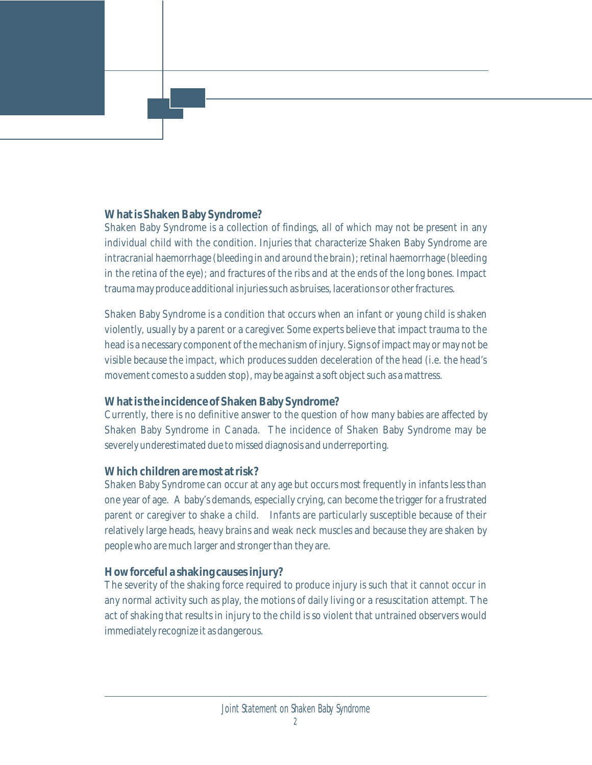### What is Shaken Baby Syndrome?

Shaken Baby Syndrome is a collection of findings, all of which may not be present in any individual child with the condition. Injuries that characterize Shaken Baby Syndrome are intracranial haemorrhage (bleeding in and around the brain); retinal haemorrhage (bleeding in the retina of the eye); and fractures of the ribs and at the ends of the long bones. Impact trauma may produce additional injuries such as bruises, lacerations or other fractures.

Shaken Baby Syndrome is a condition that occurs when an infant or young child is shaken violently, usually by a parent or a caregiver. Some experts believe that impact trauma to the head is a necessary component of the mechanism of injury. Signs of impact may or may not be visible because the impact, which produces sudden deceleration of the head (i.e. the head's movement comes to a sudden stop), may be against a soft object such as a mattress.

### What is the incidence of Shaken Baby Syndrome?

Currently, there is no definitive answer to the question of how many babies are affected by Shaken Baby Syndrome in Canada. The incidence of Shaken Baby Syndrome may be severely underestimated due to missed diagnosis and underreporting.

### Which children are most at risk?

Shaken Baby Syndrome can occur at any age but occurs most frequently in infants less than one year of age. A baby's demands, especially crying, can become the trigger for a frustrated parent or caregiver to shake a child. Infants are particularly susceptible because of their relatively large heads, heavy brains and weak neck muscles and because they are shaken by people who are much larger and stronger than they are.

### How forceful a shaking causes injury?

The severity of the shaking force required to produce injury is such that it cannot occur in any normal activity such as play, the motions of daily living or a resuscitation attempt. The act of shaking that results in injury to the child is so violent that untrained observers would immediately recognize it as dangerous.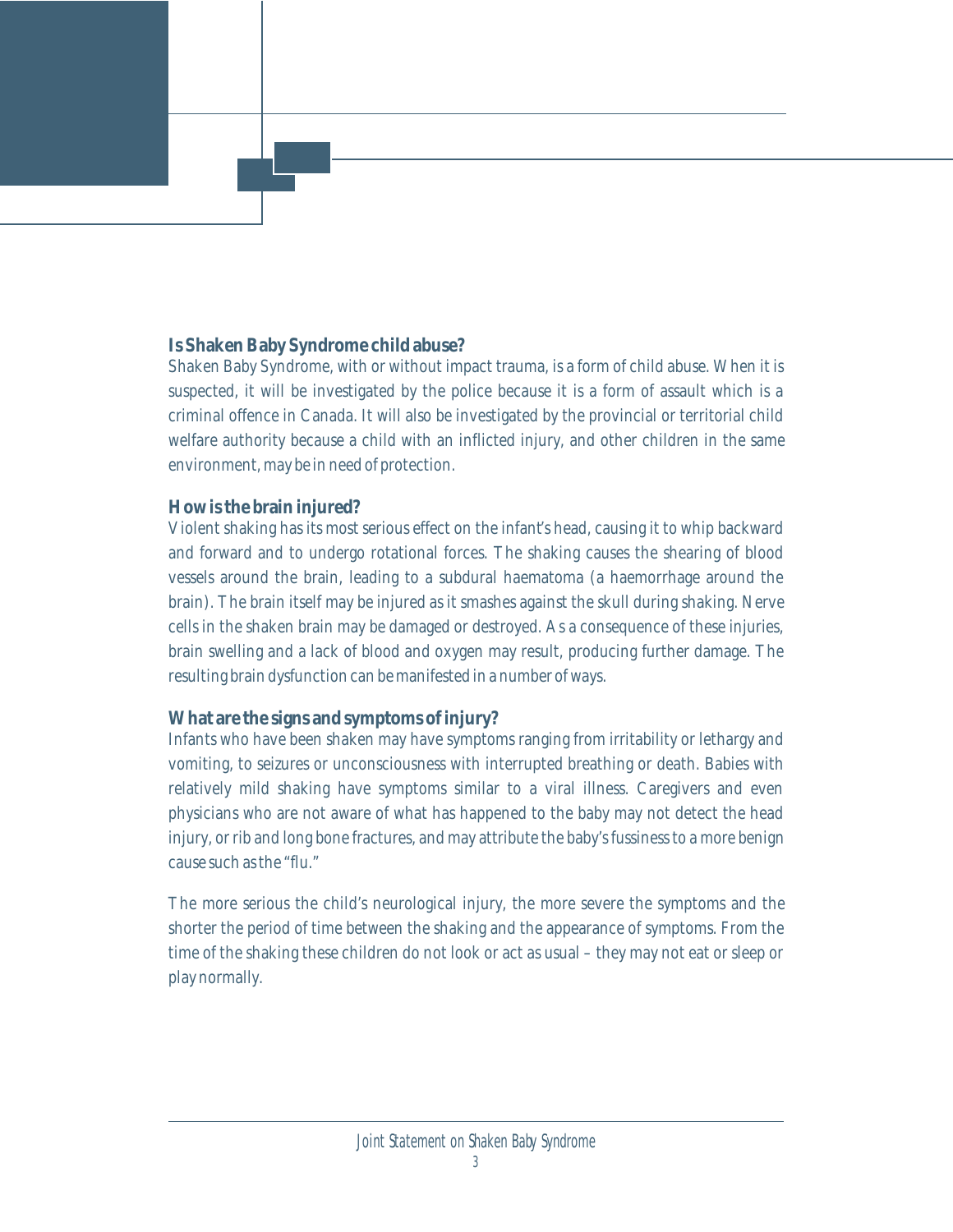### Is Shaken Baby Syndrome child abuse?

Shaken Baby Syndrome, with or without impact trauma, is a form of child abuse. When it is suspected, it will be investigated by the police because it is a form of assault which is a criminal offence in Canada. It will also be investigated by the provincial or territorial child welfare authority because a child with an inflicted injury, and other children in the same environment, may be in need of protection.

### How is the brain injured?

Violent shaking has its most serious effect on the infant's head, causing it to whip backward and forward and to undergo rotational forces. The shaking causes the shearing of blood vessels around the brain, leading to a subdural haematoma (a haemorrhage around the brain). The brain itself may be injured as it smashes against the skull during shaking. Nerve cells in the shaken brain may be damaged or destroyed. As a consequence of these injuries, brain swelling and a lack of blood and oxygen may result, producing further damage. The resulting brain dysfunction can be manifested in a number of ways.

### What are the signs and symptoms of injury?

Infants who have been shaken may have symptoms ranging from irritability or lethargy and vomiting, to seizures or unconsciousness with interrupted breathing or death. Babies with relatively mild shaking have symptoms similar to a viral illness. Caregivers and even physicians who are not aware of what has happened to the baby may not detect the head injury, or rib and long bone fractures, and may attribute the baby's fussiness to a more benign cause such as the "flu."

The more serious the child's neurological injury, the more severe the symptoms and the shorter the period of time between the shaking and the appearance of symptoms. From the time of the shaking these children do not look or act as usual – they may not eat or sleep or play normally.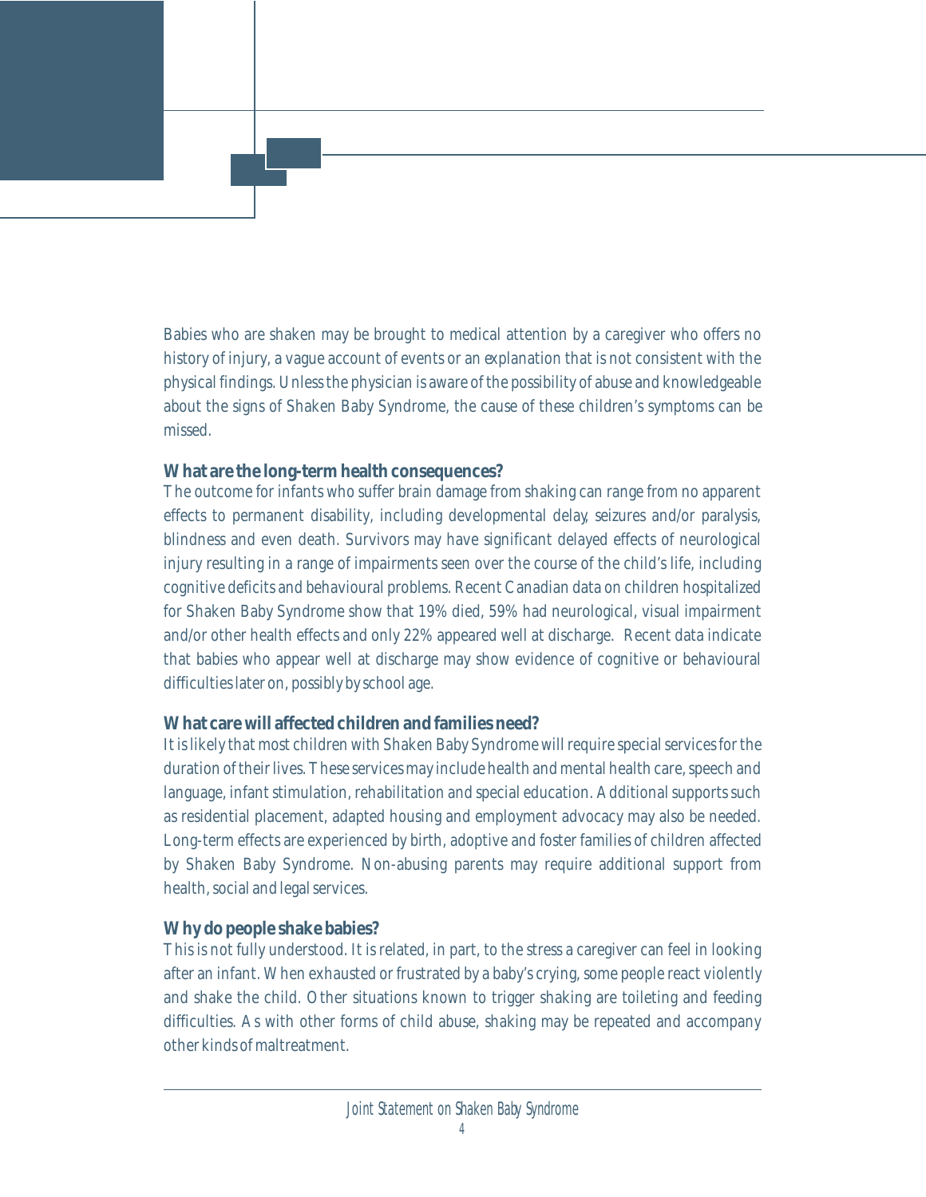Babies who are shaken may be brought to medical attention by a caregiver who offers no history of injury, a vague account of events or an explanation that is not consistent with the physical findings. Unless the physician is aware of the possibility of abuse and knowledgeable about the signs of Shaken Baby Syndrome, the cause of these children's symptoms can be missed.

### What are the long-term health consequences?

The outcome for infants who suffer brain damage from shaking can range from no apparent effects to permanent disability, including developmental delay, seizures and/or paralysis, blindness and even death. Survivors may have significant delayed effects of neurological injury resulting in a range of impairments seen over the course of the child's life, including cognitive deficits and behavioural problems. Recent Canadian data on children hospitalized for Shaken Baby Syndrome show that 19% died, 59% had neurological, visual impairment and/or other health effects and only 22% appeared well at discharge. Recent data indicate that babies who appear well at discharge may show evidence of cognitive or behavioural difficulties later on, possibly by school age.

### What care will affected children and families need?

It is likely that most children with Shaken Baby Syndrome will require special services for the duration of their lives. These services may include health and mental health care, speech and language, infant stimulation, rehabilitation and special education. Additional supports such as residential placement, adapted housing and employment advocacy may also be needed. Long-term effects are experienced by birth, adoptive and foster families of children affected by Shaken Baby Syndrome. Non-abusing parents may require additional support from health, social and legal services.

### Why do people shake babies?

This is not fully understood. It is related, in part, to the stress a caregiver can feel in looking after an infant. When exhausted or frustrated by a baby's crying, some people react violently and shake the child. Other situations known to trigger shaking are toileting and feeding difficulties. As with other forms of child abuse, shaking may be repeated and accompany other kinds of maltreatment.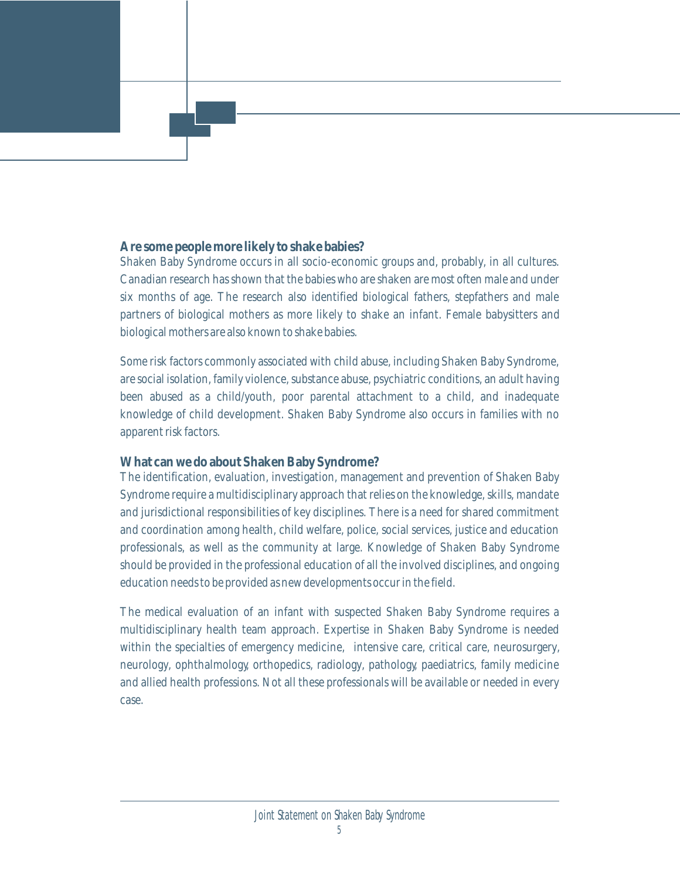### Are some people more likely to shake babies?

Shaken Baby Syndrome occurs in all socio-economic groups and, probably, in all cultures. Canadian research has shown that the babies who are shaken are most often male and under six months of age. The research also identified biological fathers, stepfathers and male partners of biological mothers as more likely to shake an infant. Female babysitters and biological mothers are also known to shake babies.

Some risk factors commonly associated with child abuse, including Shaken Baby Syndrome, are social isolation, family violence, substance abuse, psychiatric conditions, an adult having been abused as a child/youth, poor parental attachment to a child, and inadequate knowledge of child development. Shaken Baby Syndrome also occurs in families with no apparent risk factors.

### What can we do about Shaken Baby Syndrome?

The identification, evaluation, investigation, management and prevention of Shaken Baby Syndrome require a multidisciplinary approach that relies on the knowledge, skills, mandate and jurisdictional responsibilities of key disciplines. There is a need for shared commitment and coordination among health, child welfare, police, social services, justice and education professionals, as well as the community at large. Knowledge of Shaken Baby Syndrome should be provided in the professional education of all the involved disciplines, and ongoing education needs to be provided as new developments occur in the field.

The medical evaluation of an infant with suspected Shaken Baby Syndrome requires a multidisciplinary health team approach. Expertise in Shaken Baby Syndrome is needed within the specialties of emergency medicine, intensive care, critical care, neurosurgery, neurology, ophthalmology, orthopedics, radiology, pathology, paediatrics, family medicine and allied health professions. Not all these professionals will be available or needed in every case.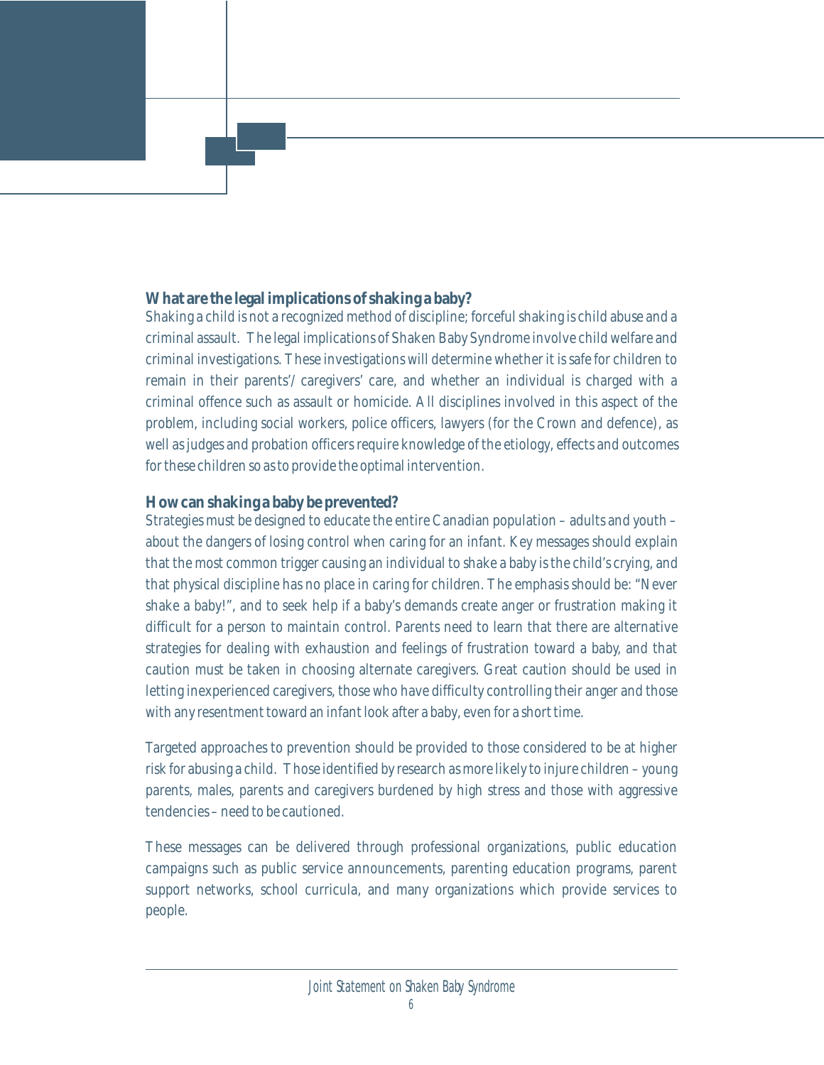### What are the legal implications of shaking a baby?

Shaking a child is not a recognized method of discipline; forceful shaking is child abuse and a criminal assault. The legal implications of Shaken Baby Syndrome involve child welfare and criminal investigations. These investigations will determine whether it is safe for children to remain in their parents'/caregivers' care, and whether an individual is charged with a criminal offence such as assault or homicide. All disciplines involved in this aspect of the problem, including social workers, police officers, lawyers (for the Crown and defence), as well as judges and probation officers require knowledge of the etiology, effects and outcomes for these children so as to provide the optimal intervention.

### How can shaking a baby be prevented?

Strategies must be designed to educate the entire Canadian population – adults and youth – about the dangers of losing control when caring for an infant. Key messages should explain that the most common trigger causing an individual to shake a baby is the child's crying, and that physical discipline has no place in caring for children. The emphasis should be: "Never shake a baby!", and to seek help if a baby's demands create anger or frustration making it difficult for a person to maintain control. Parents need to learn that there are alternative strategies for dealing with exhaustion and feelings of frustration toward a baby, and that caution must be taken in choosing alternate caregivers. Great caution should be used in letting inexperienced caregivers, those who have difficulty controlling their anger and those with any resentment toward an infant look after a baby, even for a short time.

Targeted approaches to prevention should be provided to those considered to be at higher risk for abusing a child. Those identified by research as more likely to injure children – young parents, males, parents and caregivers burdened by high stress and those with aggressive tendencies – need to be cautioned.

These messages can be delivered through professional organizations, public education campaigns such as public service announcements, parenting education programs, parent support networks, school curricula, and many organizations which provide services to people.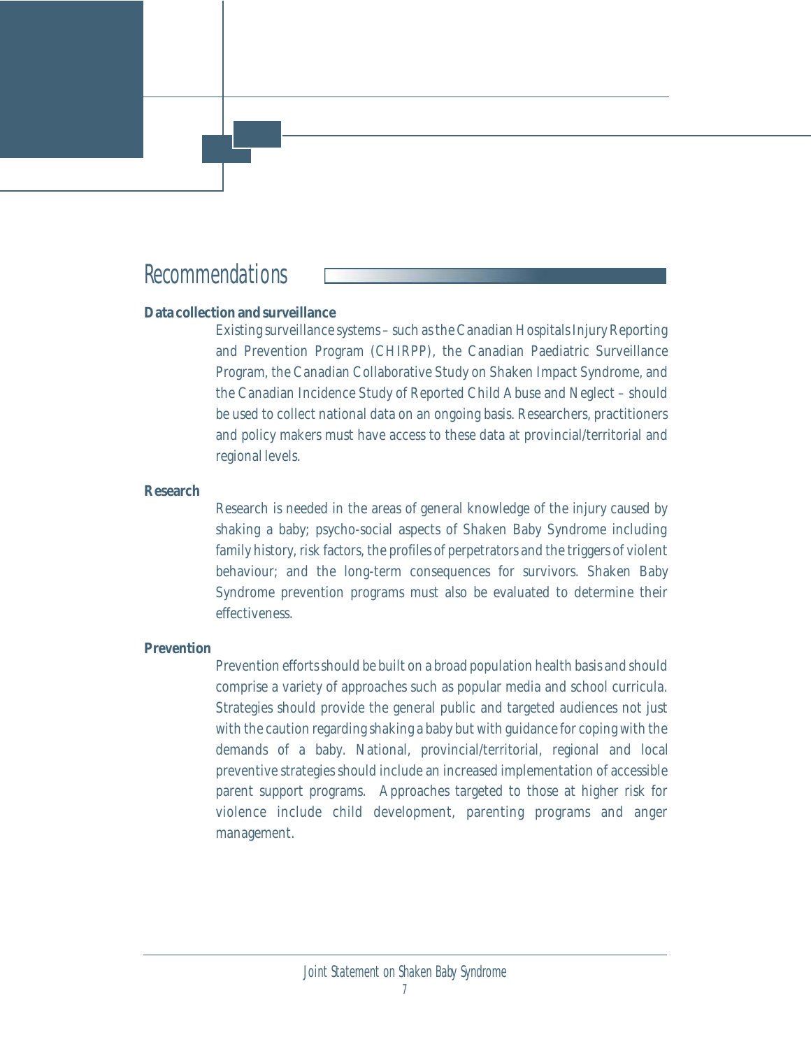# Recommendations

**Data collection and surveillance**

Existing surveillance systems – such as the Canadian Hospitals Injury Reporting and Prevention Program (CHIRPP), the Canadian Paediatric Surveillance Program, the Canadian Collaborative Study on Shaken Impact Syndrome, and the Canadian Incidence Study of Reported Child Abuse and Neglect – should be used to collect national data on an ongoing basis. Researchers, practitioners and policy makers must have access to these data at provincial/territorial and regional levels.

**Research**

Research is needed in the areas of general knowledge of the injury caused by shaking a baby; psycho-social aspects of Shaken Baby Syndrome including family history, risk factors, the profiles of perpetrators and the triggers of violent behaviour; and the long-term consequences for survivors. Shaken Baby Syndrome prevention programs must also be evaluated to determine their effectiveness.

**Prevention**

Prevention efforts should be built on a broad population health basis and should comprise a variety of approaches such as popular media and school curricula. Strategies should provide the general public and targeted audiences not just with the caution regarding shaking a baby but with guidance for coping with the demands of a baby. National, provincial/territorial, regional and local preventive strategies should include an increased implementation of accessible parent support programs. Approaches targeted to those at higher risk for violence include child development, parenting programs and anger management.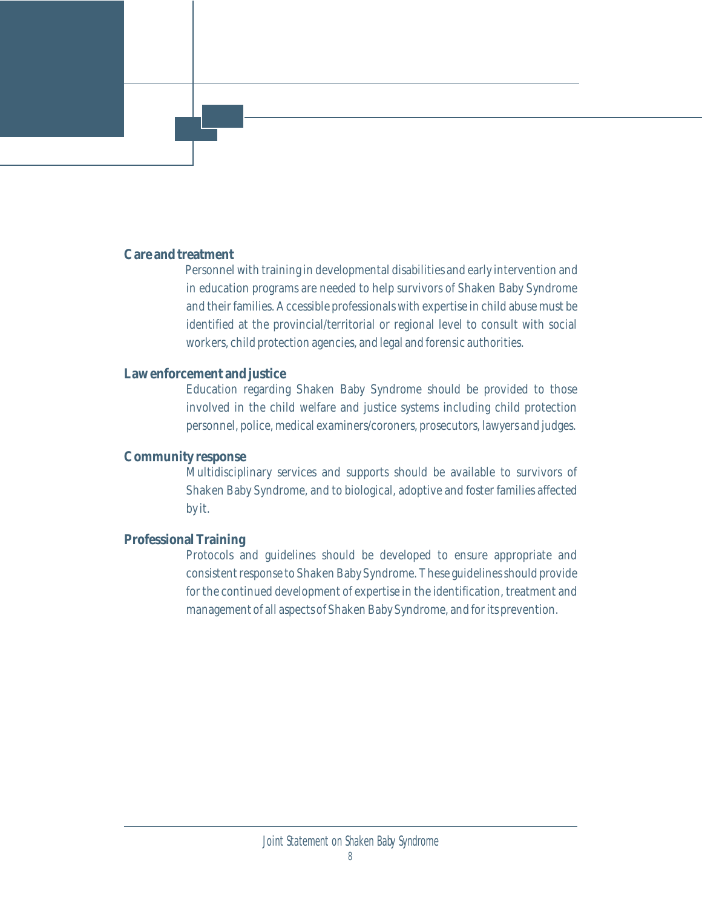**Care and treatment**

Personnel with training in developmental disabilities and early intervention and in education programs are needed to help survivors of Shaken Baby Syndrome and their families. Accessible professionals with expertise in child abuse must be identified at the provincial/territorial or regional level to consult with social workers, child protection agencies, and legal and forensic authorities.

**Law enforcement and justice**

Education regarding Shaken Baby Syndrome should be provided to those involved in the child welfare and justice systems including child protection personnel, police, medical examiners/coroners, prosecutors, lawyers and judges.

**Community response**

Multidisciplinary services and supports should be available to survivors of Shaken Baby Syndrome, and to biological, adoptive and foster families affected by it.

**Professional Training**

Protocols and guidelines should be developed to ensure appropriate and consistent response to Shaken Baby Syndrome. These guidelines should provide for the continued development of expertise in the identification, treatment and management of all aspects of Shaken Baby Syndrome, and for its prevention.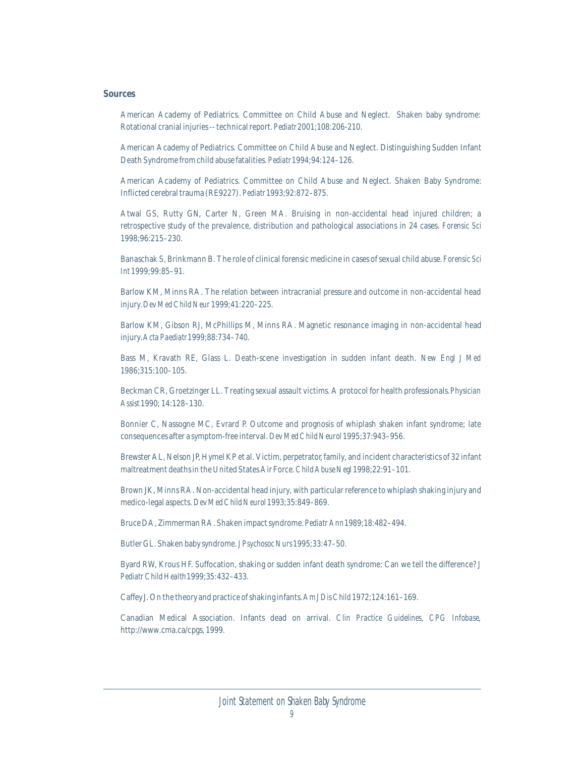## Sources

American Academy of Pediatrics. Committee on Child Abuse and Neglect. Shaken baby syndrome: Rotational cranial injuries -- technical report. *Pediatr* 2001;108:206-210.

American Academy of Pediatrics. Committee on Child Abuse and Neglect. Distinguishing Sudden Infant Death Syndrome from child abuse fatalities. *Pediatr* 1994;94:124–126.

American Academy of Pediatrics. Committee on Child Abuse and Neglect. Shaken Baby Syndrome: Inflicted cerebral trauma (RE9227). *Pediatr* 1993;92:872–875.

Atwal GS, Rutty GN, Carter N, Green MA. Bruising in non-accidental head injured children; a retrospective study of the prevalence, distribution and pathological associations in 24 cases. *Forensic Sci* 1998;96:215–230.

Banaschak S, Brinkmann B. The role of clinical forensic medicine in cases of sexual child abuse. *Forensic Sci Int* 1999;99:85–91.

Barlow KM, Minns RA. The relation between intracranial pressure and outcome in non-accidental head injury. *Dev Med Child Neur* 1999;41:220–225.

Barlow KM, Gibson RJ, McPhillips M, Minns RA. Magnetic resonance imaging in non-accidental head injury. *Acta Paediatr* 1999;88:734–740.

Bass M, Kravath RE, Glass L. Death-scene investigation in sudden infant death. *New Engl J Med* 1986;315:100–105.

Beckman CR, Groetzinger LL. Treating sexual assault victims. A protocol for health professionals. *Physician Assist* 1990; 14:128–130.

Bonnier C, Nassogne MC, Evrard P. Outcome and prognosis of whiplash shaken infant syndrome; late consequences after a symptom-free interval. *Dev Med Child Neurol* 1995;37:943–956.

Brewster AL, Nelson JP, Hymel KP et al. Victim, perpetrator, family, and incident characteristics of 32 infant maltreatment deaths in the United States Air Force. *Child Abuse Negl* 1998;22:91–101.

Brown JK, Minns RA. Non-accidental head injury, with particular reference to whiplash shaking injury and medico-legal aspects. *Dev Med Child Neurol* 1993;35:849–869.

Bruce DA, Zimmerman RA. Shaken impact syndrome. *Pediatr Ann* 1989;18:482–494.

Butler GL. Shaken baby syndrome. *J Psychosoc Nurs* 1995;33:47–50.

Byard RW, Krous HF. Suffocation, shaking or sudden infant death syndrome: Can we tell the difference? *J Pediatr Child Health* 1999;35:432–433.

Caffey J. On the theory and practice of shaking infants. *Am J Dis Child* 1972;124:161–169.

Canadian Medical Association. Infants dead on arrival. *Clin Practice Guidelines, CPG Infobase*, http://www.cma.ca/cpgs, 1999.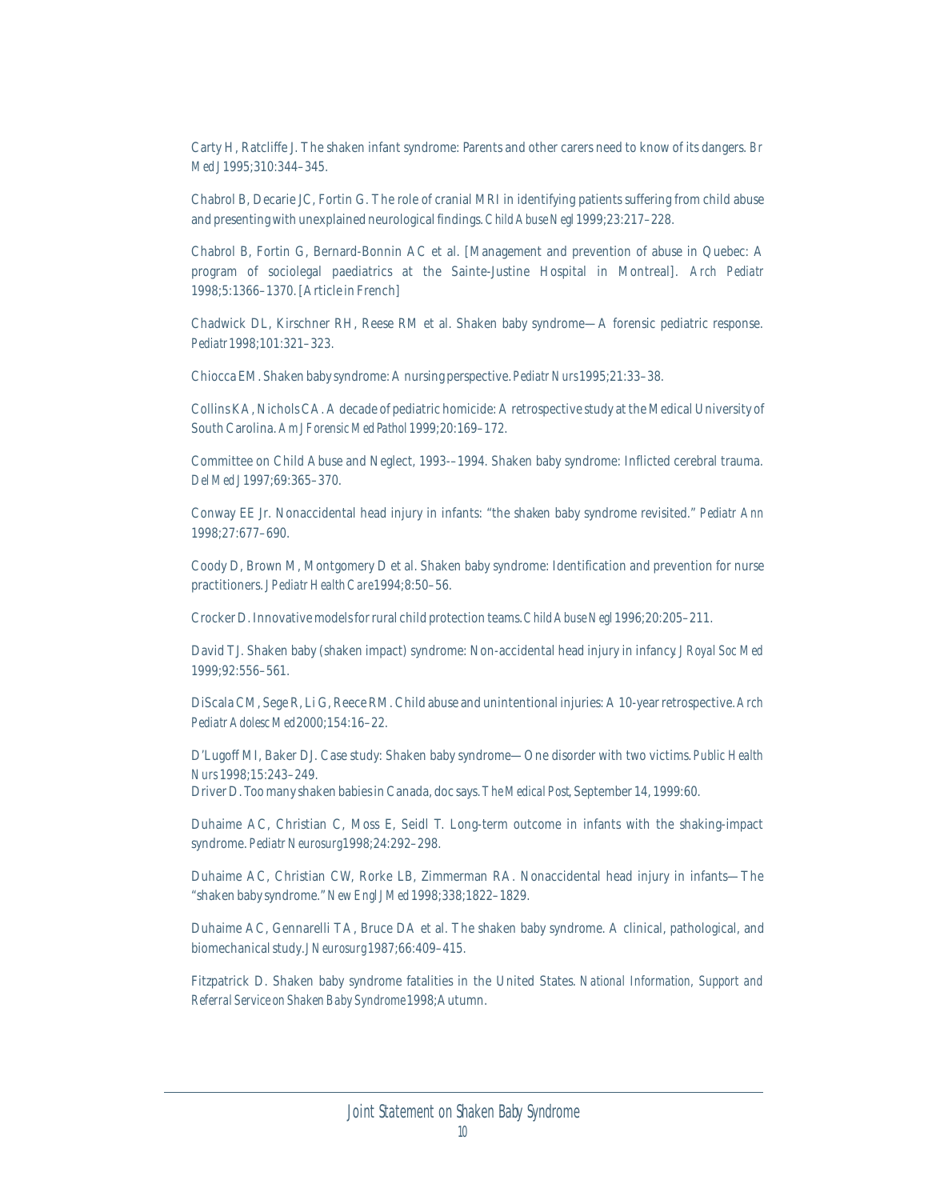Carty H, Ratcliffe J. The shaken infant syndrome: Parents and other carers need to know of its dangers. *Br Med J* 1995;310:344–345.

Chabrol B, Decarie JC, Fortin G. The role of cranial MRI in identifying patients suffering from child abuse and presenting with unexplained neurological findings. *Child Abuse Negl* 1999;23:217–228.

Chabrol B, Fortin G, Bernard-Bonnin AC et al. [Management and prevention of abuse in Quebec: A program of sociolegal paediatrics at the Sainte-Justine Hospital in Montreal]. *Arch Pediatr* 1998;5:1366–1370. [Article in French]

Chadwick DL, Kirschner RH, Reese RM et al. Shaken baby syndrome—A forensic pediatric response. *Pediatr* 1998;101:321–323.

Chiocca EM. Shaken baby syndrome: A nursing perspective. *Pediatr Nurs* 1995;21:33–38.

Collins KA, Nichols CA. A decade of pediatric homicide: A retrospective study at the Medical University of South Carolina. *Am J Forensic Med Pathol* 1999;20:169–172.

Committee on Child Abuse and Neglect, 1993-–1994. Shaken baby syndrome: Inflicted cerebral trauma. *Del Med J* 1997;69:365–370.

Conway EE Jr. Nonaccidental head injury in infants: "the shaken baby syndrome revisited." *Pediatr Ann* 1998;27:677–690.

Coody D, Brown M, Montgomery D et al. Shaken baby syndrome: Identification and prevention for nurse practitioners. *J Pediatr Health Care* 1994;8:50–56.

Crocker D. Innovative models for rural child protection teams. *Child Abuse Negl* 1996;20:205–211.

David TJ. Shaken baby (shaken impact) syndrome: Non-accidental head injury in infancy. *J Royal Soc Med* 1999;92:556–561.

DiScala CM, Sege R, Li G, Reece RM. Child abuse and unintentional injuries: A 10-year retrospective. *Arch Pediatr Adolesc Med* 2000;154:16–22.

D'Lugoff MI, Baker DJ. Case study: Shaken baby syndrome—One disorder with two victims. *Public Health Nurs* 1998;15:243–249.

Driver D. Too many shaken babies in Canada, doc says. *The Medical Post*, September 14, 1999:60.

Duhaime AC, Christian C, Moss E, Seidl T. Long-term outcome in infants with the shaking-impact syndrome. *Pediatr Neurosurg* 1998;24:292–298.

Duhaime AC, Christian CW, Rorke LB, Zimmerman RA. Nonaccidental head injury in infants—The "shaken baby syndrome." *New Engl J Med* 1998;338;1822–1829.

Duhaime AC, Gennarelli TA, Bruce DA et al. The shaken baby syndrome. A clinical, pathological, and biomechanical study. *J Neurosurg* 1987;66:409–415.

Fitzpatrick D. Shaken baby syndrome fatalities in the United States. *National Information, Support and Referral Service on Shaken Baby Syndrome* 1998;Autumn.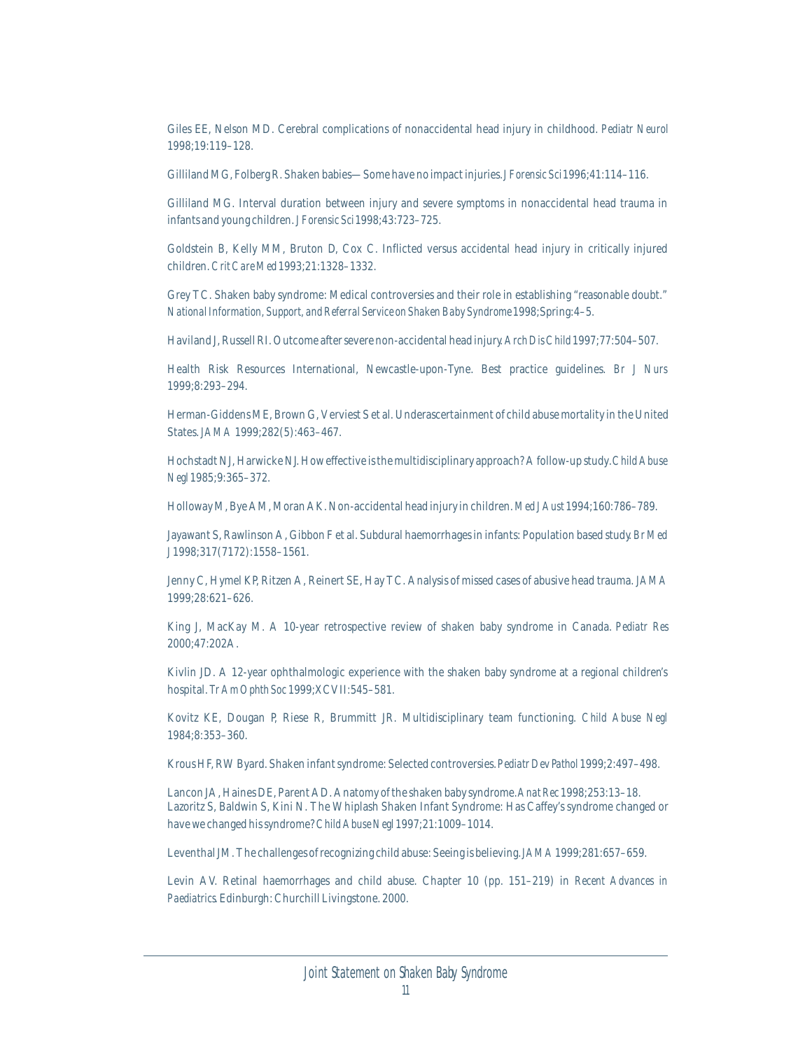Giles EE, Nelson MD. Cerebral complications of nonaccidental head injury in childhood. *Pediatr Neurol* 1998;19:119–128.

Gilliland MG, Folberg R. Shaken babies—Some have no impact injuries. *J Forensic Sci* 1996;41:114–116.

Gilliland MG. Interval duration between injury and severe symptoms in nonaccidental head trauma in infants and young children. *J Forensic Sci* 1998;43:723–725.

Goldstein B, Kelly MM, Bruton D, Cox C. Inflicted versus accidental head injury in critically injured children. *Crit Care Med* 1993;21:1328–1332.

Grey TC. Shaken baby syndrome: Medical controversies and their role in establishing "reasonable doubt." *National Information, Support, and Referral Service on Shaken Baby Syndrome* 1998;Spring:4–5.

Haviland J, Russell RI. Outcome after severe non-accidental head injury. *Arch Dis Child* 1997;77:504–507.

Health Risk Resources International, Newcastle-upon-Tyne. Best practice guidelines. *Br J Nurs* 1999;8:293–294.

Herman-Giddens ME, Brown G, Verviest S et al. Underascertainment of child abuse mortality in the United States. *JAMA* 1999;282(5):463–467.

Hochstadt NJ, Harwicke NJ. How effective is the multidisciplinary approach? A follow-up study. *Child Abuse Negl* 1985;9:365–372.

Holloway M, Bye AM, Moran AK. Non-accidental head injury in children. *Med J Aust* 1994;160:786–789.

Jayawant S, Rawlinson A, Gibbon F et al. Subdural haemorrhages in infants: Population based study. *Br Med J* 1998;317(7172):1558–1561.

Jenny C, Hymel KP, Ritzen A, Reinert SE, Hay TC. Analysis of missed cases of abusive head trauma. *JAMA* 1999;28:621–626.

King J, MacKay M. A 10-year retrospective review of shaken baby syndrome in Canada. *Pediatr Res* 2000;47:202A.

Kivlin JD. A 12-year ophthalmologic experience with the shaken baby syndrome at a regional children's hospital. *Tr Am Ophth Soc* 1999;XCVII:545–581.

Kovitz KE, Dougan P, Riese R, Brummitt JR. Multidisciplinary team functioning. *Child Abuse Negl* 1984;8:353–360.

Krous HF, RW Byard. Shaken infant syndrome: Selected controversies. *Pediatr Dev Pathol* 1999;2:497–498.

Lancon JA, Haines DE, Parent AD. Anatomy of the shaken baby syndrome. *Anat Rec* 1998;253:13–18.

Lazoritz S, Baldwin S, Kini N. The Whiplash Shaken Infant Syndrome: Has Caffey's syndrome changed or have we changed his syndrome? *Child Abuse Negl* 1997;21:1009–1014.

Leventhal JM. The challenges of recognizing child abuse: Seeing is believing. *JAMA* 1999;281:657–659.

Levin AV. Retinal haemorrhages and child abuse. Chapter 10 (pp. 151–219) in *Recent Advances in Paediatrics*. Edinburgh: Churchill Livingstone. 2000.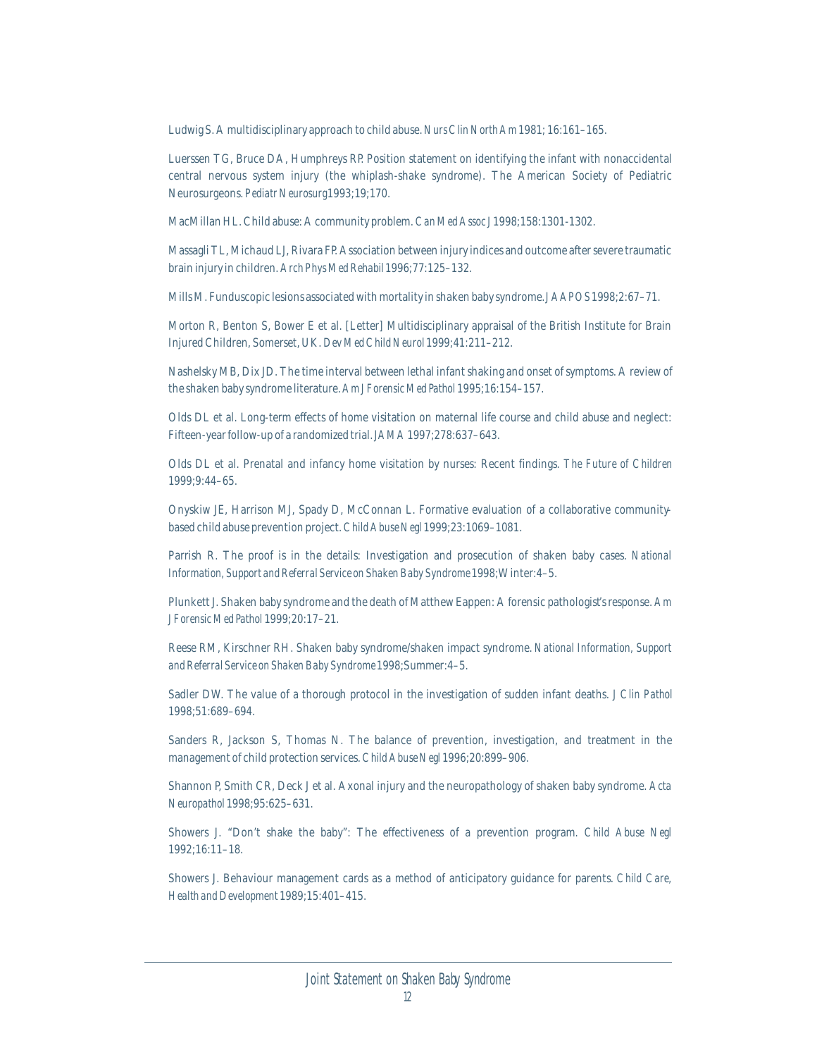Ludwig S. A multidisciplinary approach to child abuse. *Nurs Clin North Am* 1981; 16:161–165.

Luerssen TG, Bruce DA, Humphreys RP. Position statement on identifying the infant with nonaccidental central nervous system injury (the whiplash-shake syndrome). The American Society of Pediatric Neurosurgeons. *Pediatr Neurosurg* 1993;19;170.

MacMillan HL. Child abuse: A community problem. *Can Med Assoc J* 1998;158:1301-1302.

Massagli TL, Michaud LJ, Rivara FP. Association between injury indices and outcome after severe traumatic brain injury in children. *Arch Phys Med Rehabil* 1996;77:125–132.

Mills M. Funduscopic lesions associated with mortality in shaken baby syndrome. *JAAPOS* 1998;2:67–71.

Morton R, Benton S, Bower E et al. [Letter] Multidisciplinary appraisal of the British Institute for Brain Injured Children, Somerset, UK. *Dev Med Child Neurol* 1999;41:211–212.

Nashelsky MB, Dix JD. The time interval between lethal infant shaking and onset of symptoms. A review of the shaken baby syndrome literature. *Am J Forensic Med Pathol* 1995;16:154–157.

Olds DL et al. Long-term effects of home visitation on maternal life course and child abuse and neglect: Fifteen-year follow-up of a randomized trial. *JAMA* 1997;278:637–643.

Olds DL et al. Prenatal and infancy home visitation by nurses: Recent findings. *The Future of Children* 1999;9:44–65.

Onyskiw JE, Harrison MJ, Spady D, McConnan L. Formative evaluation of a collaborative community-based child abuse prevention project. *Child Abuse Negl* 1999;23:1069–1081.

Parrish R. The proof is in the details: Investigation and prosecution of shaken baby cases. *National Information, Support and Referral Service on Shaken Baby Syndrome* 1998;Winter:4–5.

Plunkett J. Shaken baby syndrome and the death of Matthew Eappen: A forensic pathologist's response. *Am J Forensic Med Pathol* 1999;20:17–21.

Reese RM, Kirschner RH. Shaken baby syndrome/shaken impact syndrome. *National Information, Support and Referral Service on Shaken Baby Syndrome* 1998;Summer:4–5.

Sadler DW. The value of a thorough protocol in the investigation of sudden infant deaths. *J Clin Pathol* 1998;51:689–694.

Sanders R, Jackson S, Thomas N. The balance of prevention, investigation, and treatment in the management of child protection services. *Child Abuse Negl* 1996;20:899–906.

Shannon P, Smith CR, Deck J et al. Axonal injury and the neuropathology of shaken baby syndrome. *Acta Neuropathol* 1998;95:625–631.

Showers J. "Don't shake the baby": The effectiveness of a prevention program. *Child Abuse Negl* 1992;16:11–18.

Showers J. Behaviour management cards as a method of anticipatory guidance for parents. *Child Care, Health and Development* 1989;15:401–415.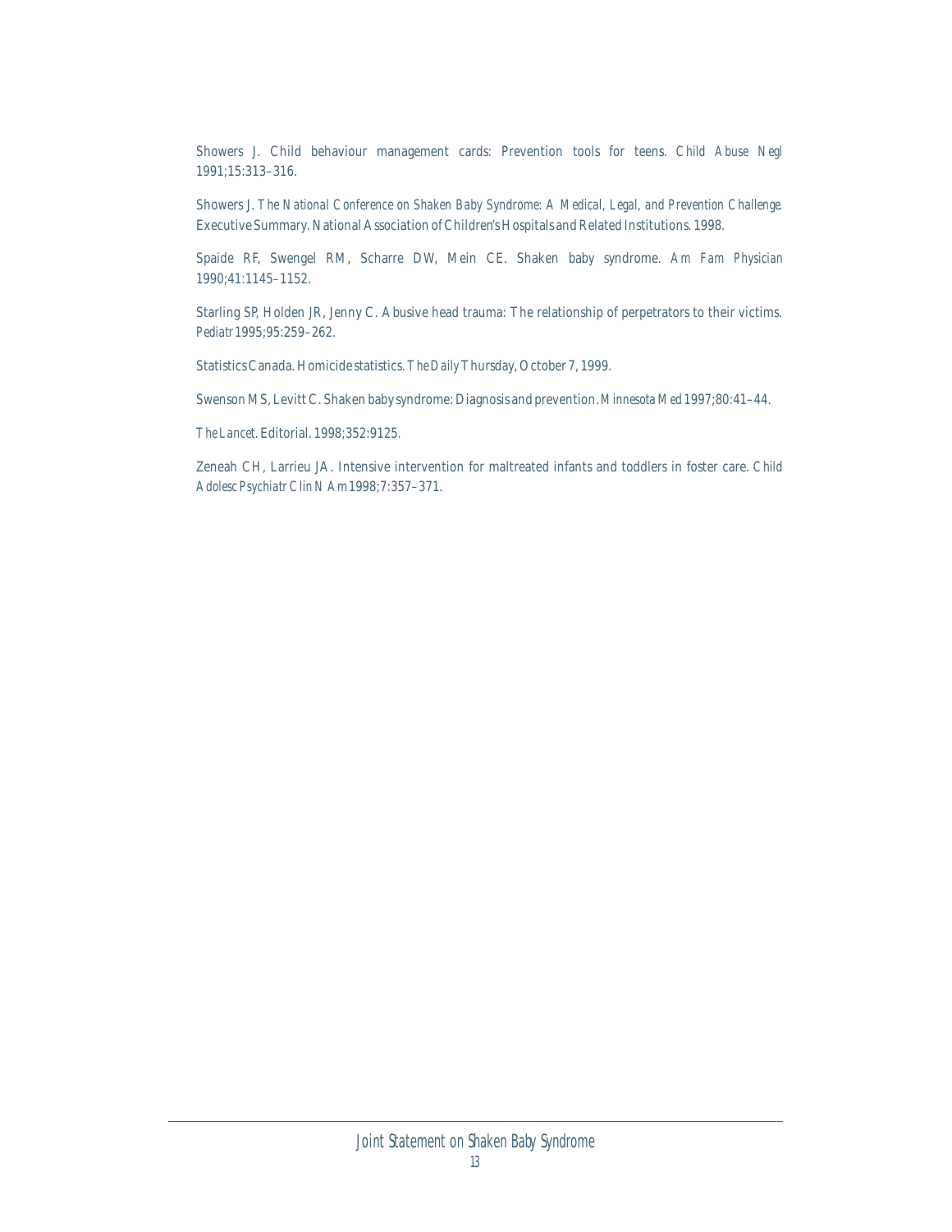Showers J. Child behaviour management cards: Prevention tools for teens. *Child Abuse Negl* 1991;15:313–316.

Showers J. *The National Conference on Shaken Baby Syndrome: A Medical, Legal, and Prevention Challenge.* Executive Summary. National Association of Children's Hospitals and Related Institutions. 1998.

Spaide RF, Swengel RM, Scharre DW, Mein CE. Shaken baby syndrome. *Am Fam Physician* 1990;41:1145–1152.

Starling SP, Holden JR, Jenny C. Abusive head trauma: The relationship of perpetrators to their victims. *Pediatr* 1995;95:259–262.

Statistics Canada. Homicide statistics. *The Daily* Thursday, October 7, 1999.

Swenson MS, Levitt C. Shaken baby syndrome: Diagnosis and prevention. *Minnesota Med* 1997;80:41–44.

*The Lancet*. Editorial. 1998;352:9125.

Zeneah CH, Larrieu JA. Intensive intervention for maltreated infants and toddlers in foster care. *Child Adolesc Psychiatr Clin N Am* 1998;7:357–371.